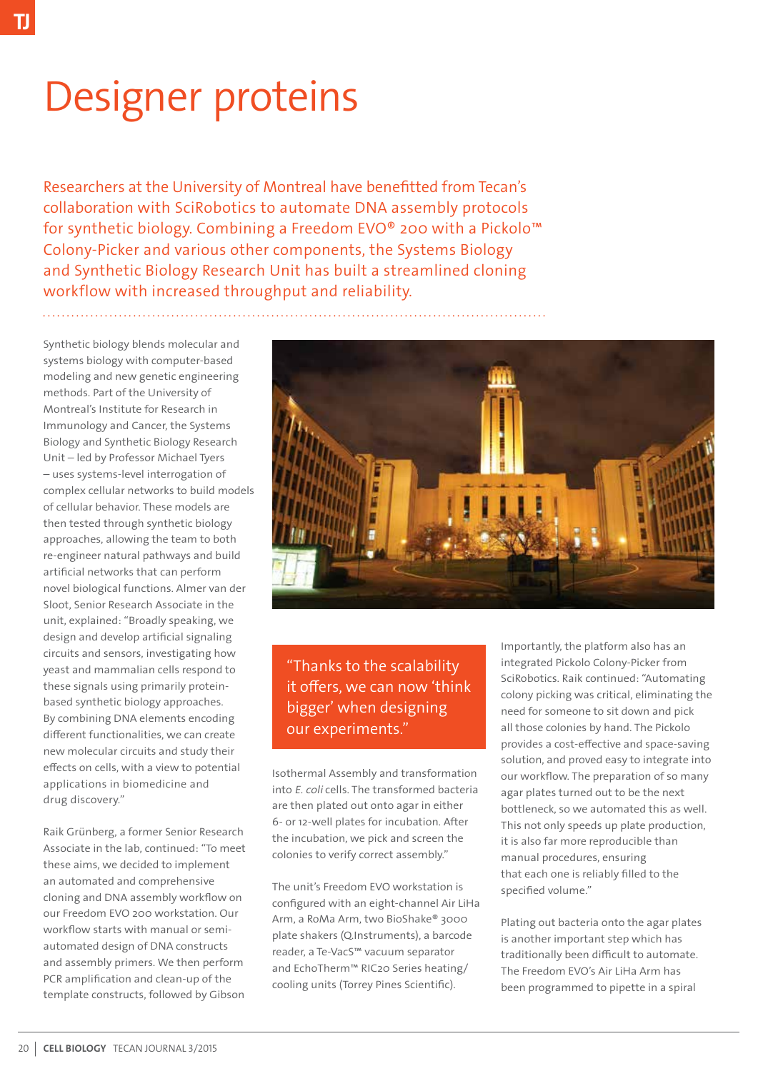# Designer proteins

Researchers at the University of Montreal have benefitted from Tecan's collaboration with SciRobotics to automate DNA assembly protocols for synthetic biology. Combining a Freedom EVO® 200 with a Pickolo™ Colony-Picker and various other components, the Systems Biology and Synthetic Biology Research Unit has built a streamlined cloning workflow with increased throughput and reliability.

Synthetic biology blends molecular and systems biology with computer-based modeling and new genetic engineering methods. Part of the University of Montreal's Institute for Research in Immunology and Cancer, the Systems Biology and Synthetic Biology Research Unit – led by Professor Michael Tyers – uses systems-level interrogation of complex cellular networks to build models of cellular behavior. These models are then tested through synthetic biology approaches, allowing the team to both re-engineer natural pathways and build artificial networks that can perform novel biological functions. Almer van der Sloot, Senior Research Associate in the unit, explained: "Broadly speaking, we design and develop artificial signaling circuits and sensors, investigating how yeast and mammalian cells respond to these signals using primarily protein-based synthetic biology approaches. By combining DNA elements encoding different functionalities, we can create new molecular circuits and study their effects on cells, with a view to potential applications in biomedicine and drug discovery."

Raik Grünberg, a former Senior Research Associate in the lab, continued: "To meet these aims, we decided to implement an automated and comprehensive cloning and DNA assembly workflow on our Freedom EVO 200 workstation. Our workflow starts with manual or semi-automated design of DNA constructs and assembly primers. We then perform PCR amplification and clean-up of the template constructs, followed by Gibson Isothermal Assembly and transformation into *E. coli* cells. The transformed bacteria are then plated out onto agar in either 6- or 12-well plates for incubation. After the incubation, we pick and screen the colonies to verify correct assembly."

> "Thanks to the scalability it offers, we can now 'think bigger' when designing our experiments."

The unit's Freedom EVO workstation is configured with an eight-channel Air LiHa Arm, a RoMa Arm, two BioShake® 3000 plate shakers (Q.Instruments), a barcode reader, a Te-VacS™ vacuum separator and EchoTherm™ RIC20 Series heating/cooling units (Torrey Pines Scientific).

Importantly, the platform also has an integrated Pickolo Colony-Picker from SciRobotics. Raik continued: "Automating colony picking was critical, eliminating the need for someone to sit down and pick all those colonies by hand. The Pickolo provides a cost-effective and space-saving solution, and proved easy to integrate into our workflow. The preparation of so many agar plates turned out to be the next bottleneck, so we automated this as well. This not only speeds up plate production, it is also far more reproducible than manual procedures, ensuring that each one is reliably filled to the specified volume."

Plating out bacteria onto the agar plates is another important step which has traditionally been difficult to automate. The Freedom EVO's Air LiHa Arm has been programmed to pipette in a spiral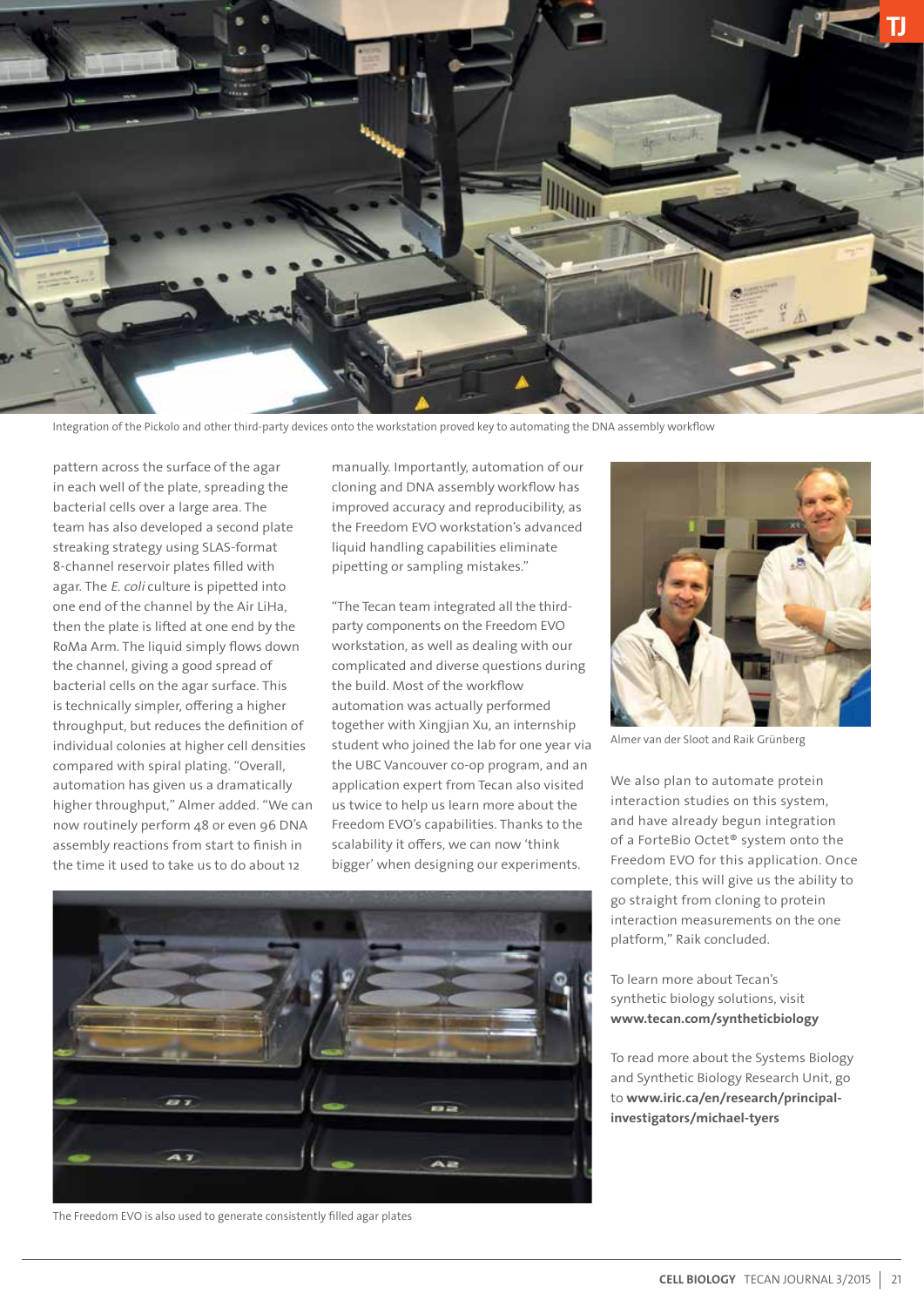Integration of the Pickolo and other third-party devices onto the workstation proved key to automating the DNA assembly workflow

pattern across the surface of the agar in each well of the plate, spreading the bacterial cells over a large area. The team has also developed a second plate streaking strategy using SLAS-format 8-channel reservoir plates filled with agar. The *E. coli* culture is pipetted into one end of the channel by the Air LiHa, then the plate is lifted at one end by the RoMa Arm. The liquid simply flows down the channel, giving a good spread of bacterial cells on the agar surface. This is technically simpler, offering a higher throughput, but reduces the definition of individual colonies at higher cell densities compared with spiral plating. "Overall, automation has given us a dramatically higher throughput," Almer added. "We can now routinely perform 48 or even 96 DNA assembly reactions from start to finish in the time it used to take us to do about 12 manually. Importantly, automation of our cloning and DNA assembly workflow has improved accuracy and reproducibility, as the Freedom EVO workstation's advanced liquid handling capabilities eliminate pipetting or sampling mistakes."

"The Tecan team integrated all the third-party components on the Freedom EVO workstation, as well as dealing with our complicated and diverse questions during the build. Most of the workflow automation was actually performed together with Xingjian Xu, an internship student who joined the lab for one year via the UBC Vancouver co-op program, and an application expert from Tecan also visited us twice to help us learn more about the Freedom EVO's capabilities. Thanks to the scalability it offers, we can now 'think bigger' when designing our experiments.

Almer van der Sloot and Raik Grünberg

We also plan to automate protein interaction studies on this system, and have already begun integration of a ForteBio Octet® system onto the Freedom EVO for this application. Once complete, this will give us the ability to go straight from cloning to protein interaction measurements on the one platform," Raik concluded.

The Freedom EVO is also used to generate consistently filled agar plates

To learn more about Tecan's synthetic biology solutions, visit **www.tecan.com/syntheticbiology**

To read more about the Systems Biology and Synthetic Biology Research Unit, go to **www.iric.ca/en/research/principal-investigators/michael-tyers**